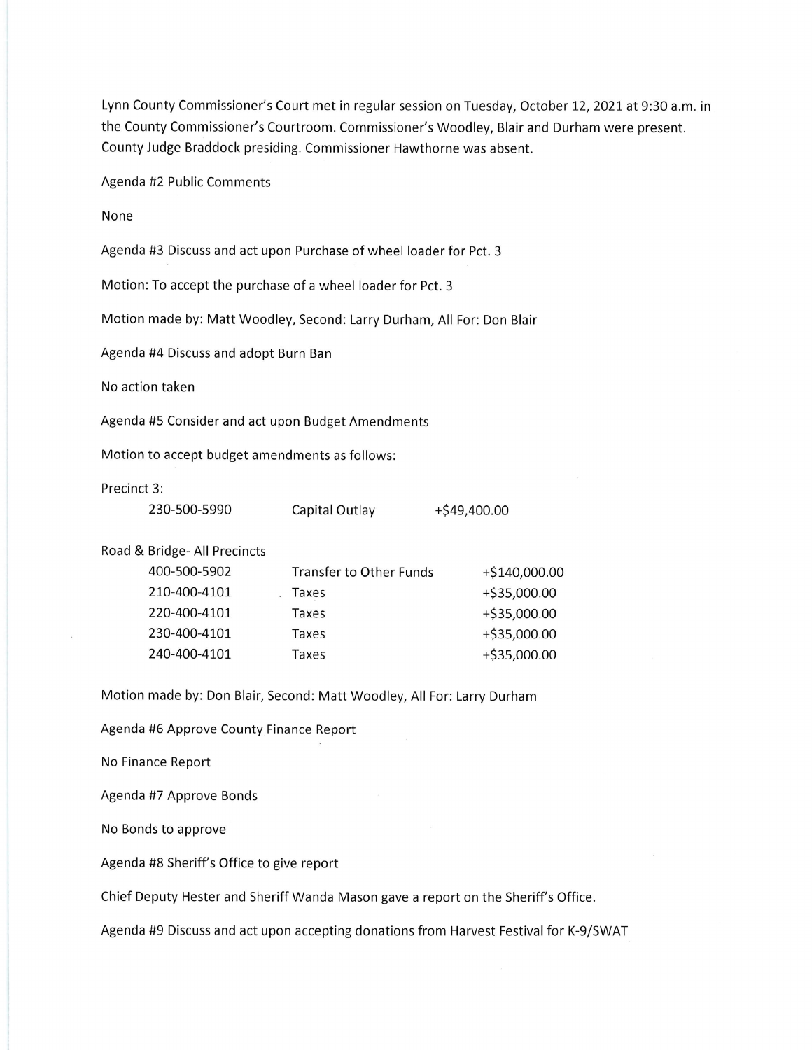Lynn County Commissioner's Court met in regular session on Tuesday, October 12, 2021 at 9:30 a.m. in the County Commissioner's Courtroom. Commissioner's Woodley, Blair and Durham were present. County Judge Braddock presiding. Commissioner Hawthorne was absent.

Agenda #2 Public Comments

None

Agenda #3 Discuss and act upon Purchase of wheel loader for Pct. 3

Motion: To accept the purchase of a wheel loader for Pct. 3

Motion made by: Matt Woodley, Second: Larry Durham, All For: Don Blair

Agenda #4 Discuss and adopt Burn Ban

No action taken

Agenda #5 Consider and act upon Budget Amendments

Motion to accept budget amendments as follows:

Precinct 3:

| | | |
|---|---|---|
| 230-500-5990 | Capital Outlay | +$49,400.00 |

Road & Bridge- All Precincts

| | | |
|---|---|---|
| 400-500-5902 | Transfer to Other Funds | +$140,000.00 |
| 210-400-4101 | Taxes | +$35,000.00 |
| 220-400-4101 | Taxes | +$35,000.00 |
| 230-400-4101 | Taxes | +$35,000.00 |
| 240-400-4101 | Taxes | +$35,000.00 |

Motion made by: Don Blair, Second: Matt Woodley, All For: Larry Durham

Agenda #6 Approve County Finance Report

No Finance Report

Agenda #7 Approve Bonds

No Bonds to approve

Agenda #8 Sheriff's Office to give report

Chief Deputy Hester and Sheriff Wanda Mason gave a report on the Sheriff's Office.

Agenda #9 Discuss and act upon accepting donations from Harvest Festival for K-9/SWAT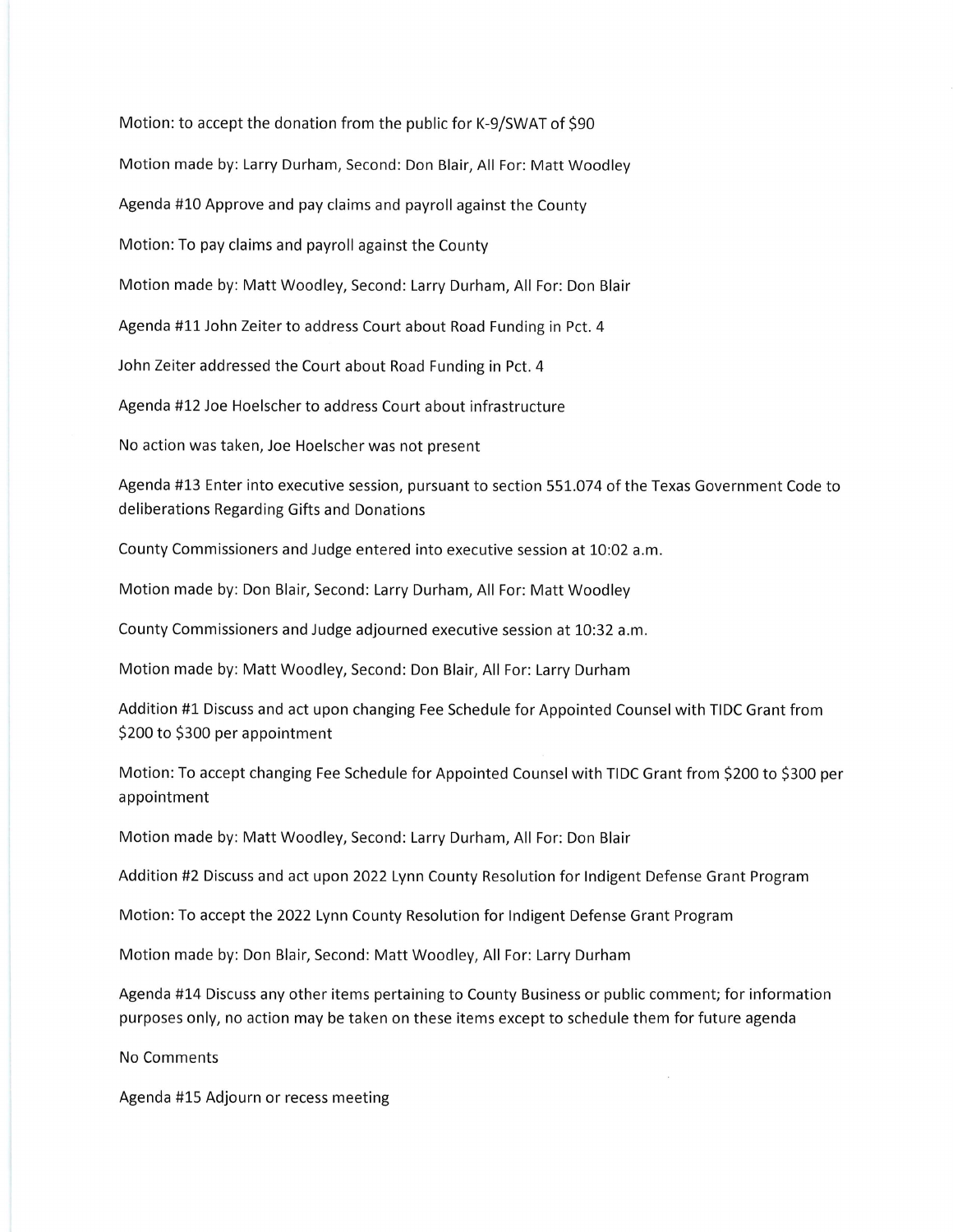Motion: to accept the donation from the public for K-9/SWAT of $90

Motion made by: Larry Durham, Second: Don Blair, All For: Matt Woodley

Agenda #10 Approve and pay claims and payroll against the County

Motion: To pay claims and payroll against the County

Motion made by: Matt Woodley, Second: Larry Durham, All For: Don Blair

Agenda #11 John Zeiter to address Court about Road Funding in Pct. 4

John Zeiter addressed the Court about Road Funding in Pct. 4

Agenda #12 Joe Hoelscher to address Court about infrastructure

No action was taken, Joe Hoelscher was not present

Agenda #13 Enter into executive session, pursuant to section 551.074 of the Texas Government Code to deliberations Regarding Gifts and Donations

County Commissioners and Judge entered into executive session at 10:02 a.m.

Motion made by: Don Blair, Second: Larry Durham, All For: Matt Woodley

County Commissioners and Judge adjourned executive session at 10:32 a.m.

Motion made by: Matt Woodley, Second: Don Blair, All For: Larry Durham

Addition #1 Discuss and act upon changing Fee Schedule for Appointed Counsel with TIDC Grant from $200 to $300 per appointment

Motion: To accept changing Fee Schedule for Appointed Counsel with TIDC Grant from $200 to $300 per appointment

Motion made by: Matt Woodley, Second: Larry Durham, All For: Don Blair

Addition #2 Discuss and act upon 2022 Lynn County Resolution for Indigent Defense Grant Program

Motion: To accept the 2022 Lynn County Resolution for Indigent Defense Grant Program

Motion made by: Don Blair, Second: Matt Woodley, All For: Larry Durham

Agenda #14 Discuss any other items pertaining to County Business or public comment; for information purposes only, no action may be taken on these items except to schedule them for future agenda

No Comments

Agenda #15 Adjourn or recess meeting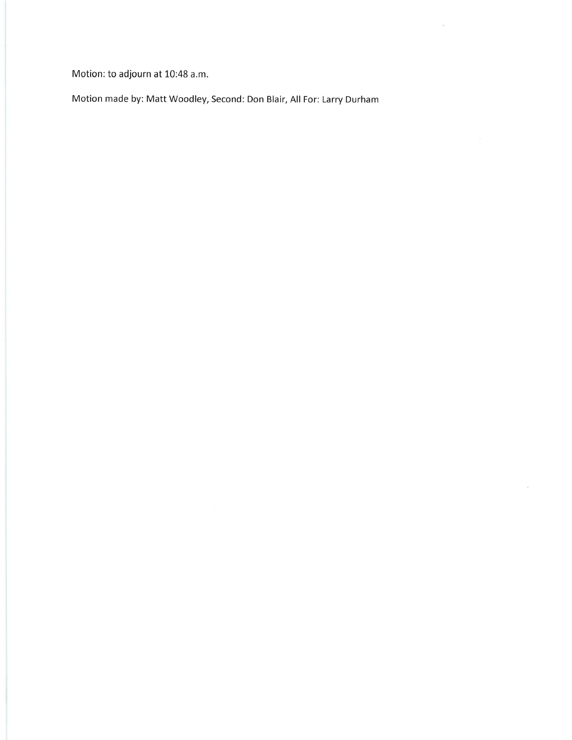Motion: to adjourn at 10:48 a.m.

Motion made by: Matt Woodley, Second: Don Blair, All For: Larry Durham